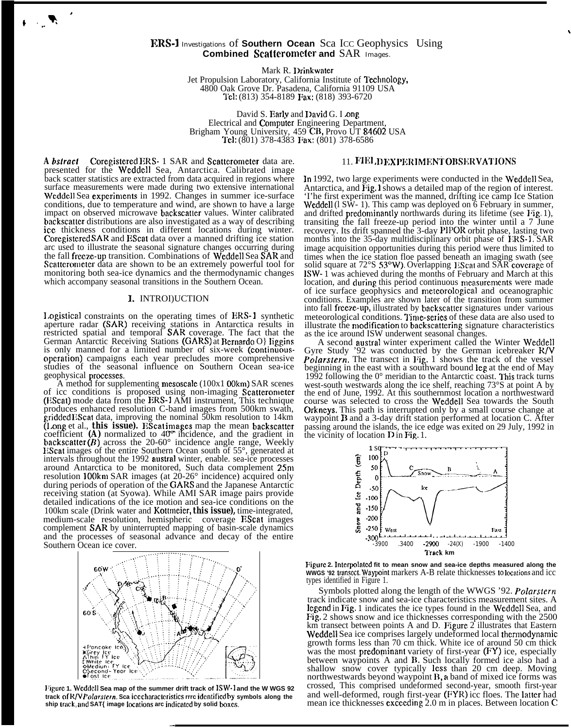# ERS-1 Investigations of Southern Ocean Sea Ice Geophysics Using Combined Scatterometer and SAR Images.

Mark R. Drinkwater
Jet Propulsion Laboratory, California Institute of Technology,
4800 Oak Grove Dr. Pasadena, California 91109 USA
Tel: (813) 354-8189 Fax: (818) 393-6720

David S. Early and David G. Long
Electrical and Computer Engineering Department,
Brigham Young University, 459 CB, Provo UT 84602 USA
Tel: (801) 378-4383 Fax: (801) 378-6586

*Abstract* Coregistered ERS- 1 SAR and Scatterometer data are. presented for the Weddell Sea, Antarctica. Calibrated image back scatter statistics are extracted from data acquired in regions where surface measurements were made during two extensive international Weddell Sea experiments in 1992. Changes in summer ice-surface conditions, due to temperature and wind, are shown to have a large impact on observed microwave backscatter values. Winter calibrated backscatter distributions are also investigated as a way of describing ice thickness conditions in different locations during winter. Coregistered SAR and EScat data over a manned drifting ice station are used to illustrate the seasonal signature changes occurring during the fall freeze-up transition. Combinations of Weddell Sea SAR and Scatterometer data are shown to be an extremely powerful tool for monitoring both sea-ice dynamics and the thermodynamic changes which accompany seasonal transitions in the Southern Ocean.

## I. INTRODUCTION

Logistical constraints on the operating times of ERS-1 synthetic aperture radar (SAR) receiving stations in Antarctica results in restricted spatial and temporal SAR coverage. The fact that the German Antarctic Receiving Stations (GARS) at Bernardo O'Higgins is only manned for a limited number of six-week (continuous-operation) campaigns each year precludes more comprehensive studies of the seasonal influence on Southern Ocean sea-ice geophysical processes.

A method for supplementing mesoscale (100x100km) SAR scenes of ice conditions is proposed using non-imaging Scatterometer (EScat) mode data from the ERS-1 AMI instrument, This technique produces enhanced resolution C-band images from 500km swath, gridded EScat data, improving the nominal 50km resolution to 14km (Long et al., **this issue**). EScat images map the mean backscatter coefficient (*A*) normalized to 40° incidence, and the gradient in backscatter (*B*) across the 20-60° incidence angle range, Weekly EScat images of the entire Southern Ocean south of 55°, generated at intervals throughout the 1992 austral winter, enable. sea-ice processes around Antarctica to be monitored, Such data complement 25m resolution 100km SAR images (at 20-26° incidence) acquired only during periods of operation of the GARS and the Japanese Antarctic receiving station (at Syowa). While AMI SAR image pairs provide detailed indications of the ice motion and sea-ice conditions on the 100km scale (Drinkwater and Kottmeier, **this issue**), time-integrated, medium-scale resolution, hemispheric coverage EScat images complement SAR by uninterrupted mapping of basin-scale dynamics and the processes of seasonal advance and decay of the entire Southern Ocean ice cover.

Figure 1. Weddell Sea map of the summer drift track of ISW-1 and the W WGS 92 track of R/V *Polarstern*. Sea ice characteristics rrrc identified by symbols along the ship track, and SAR image locations are indicated by solid boxes.

## II. FIELD EXPERIMENT OBSERVATIONS

In 1992, two large experiments were conducted in the Weddell Sea, Antarctica, and Fig. 1 shows a detailed map of the region of interest. The first experiment was the manned, drifting ice camp Ice Station Weddell (ISW- 1). This camp was deployed on 6 February in summer, and drifted predominantly northwards during its lifetime (see Fig. 1), transiting the fall freeze-up period into the winter until a 7 June recovery. Its drift spanned the 3-day PIPOR orbit phase, lasting two months into the 35-day multidisciplinary orbit phase of ERS-1. SAR image acquisition opportunities during this period were thus limited to times when the ice station floe passed beneath an imaging swath (see solid square at 72°S 53°W). Overlapping EScat and SAR coverage of ISW- 1 was achieved during the months of February and March at this location, and during this period continuous measurements were made of ice surface geophysics and meteorological and oceanographic conditions. Examples are shown later of the transition from summer into fall freeze-up, illustrated by backscatter signatures under various meteorological conditions. Time-series of these data are also used to illustrate the modification to backscattering signature characteristics as the ice around ISW underwent seasonal changes.

A second austral winter experiment called the Winter Weddell Gyre Study '92 was conducted by the German icebreaker R/V *Polarstern*. The transect in Fig. 1 shows the track of the vessel beginning in the east with a southward bound leg at the end of May 1992 following the 0° meridian to the Antarctic coast. This track turns west-south westwards along the ice shelf, reaching 73°S at point A by the end of June, 1992. At this southernmost location a northwestward course was selected to cross the Weddell Sea towards the South Orkneys. This path is interrupted only by a small course change at waypoint B and a 3-day drift station performed at location C. After passing around the islands, the ice edge was exited on 29 July, 1992 in the vicinity of location D in Fig. 1.

Figure 2. Interpolated fit to mean snow and sea-ice depths measured along the WWGS '92 transect. Waypoint markers A-B relate thicknesses to locations and ice types identified in Figure 1.

Symbols plotted along the length of the WWGS '92. *Polarstern* track indicate snow and sea-ice characteristics measurement sites. A legend in Fig. 1 indicates the ice types found in the Weddell Sea, and Fig. 2 shows snow and ice thicknesses corresponding with the 2500 km transect between points A and D. Figure 2 illustrates that Eastern Weddell Sea ice comprises largely undeformed local thermodynamic growth forms less than 70 cm thick. White ice of around 50 cm thick was the most predominant variety of first-year (FY) ice, especially between waypoints A and B. Such locally formed ice also had a shallow snow cover typically less than 20 cm deep. Moving northwestwards beyond waypoint B, a band of mixed ice forms was crossed, This comprised undeformed second-year, smooth first-year and well-deformed, rough first-year (FYR) ice floes. The latter had mean ice thicknesses exceeding 2.0 m in places. Between location C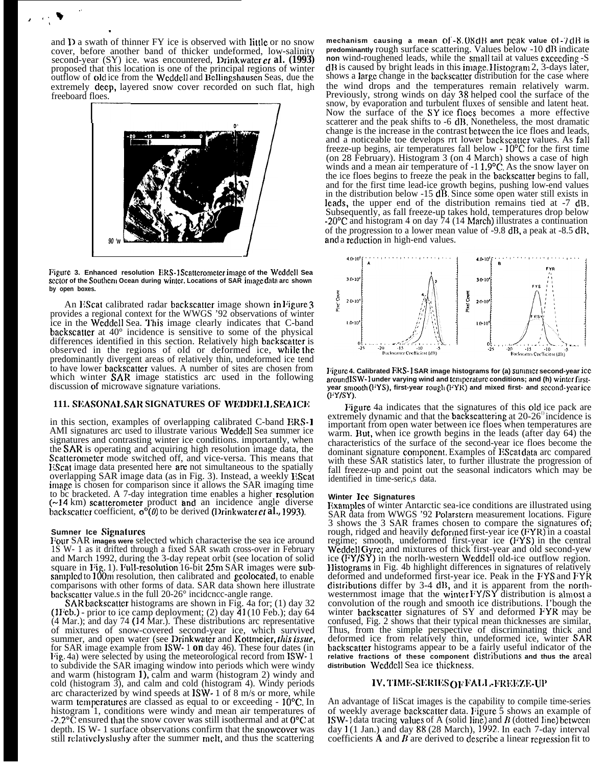and D a swath of thinner FY ice is observed with little or no snow cover, before another band of thicker undeformed, low-salinity second-year (SY) ice. was encountered, Drinkwater *et al.* (1993) proposed that this location is one of the principal regions of winter outflow of old ice from the Weddell and Bellingshausen Seas, due the extremely deep, layered snow cover recorded on such flat, high freeboard floes.

Figure 3. Enhanced resolution ERS-1 Scatterometer image of the Weddell Sea sector of the Southern Ocean during winter. Locations of SAR image data are shown by open boxes.

An EScat calibrated radar backscatter image shown in Figure 3 provides a regional context for the WWGS '92 observations of winter ice in the Weddell Sea. This image clearly indicates that C-band backscatter at 40° incidence is sensitive to some of the physical differences identified in this section. Relatively high backscatter is observed in the regions of old or deformed ice, while the predominantly divergent areas of relatively thin, undeformed ice tend to have lower backscatter values. A number of sites are chosen from which winter SAR image statistics are used in the following discussion of microwave signature variations.

## III. SEASONAL SAR SIGNATURES OF WEDDELL SEA ICE

in this section, examples of overlapping calibrated C-band ERS-1 AMI signatures are used to illustrate various Weddell Sea summer ice signatures and contrasting winter ice conditions. importantly, when the SAR is operating and acquiring high resolution image data, the Scatterometer mode switched off, and vice-versa. This means that EScat image data presented here are not simultaneous to the spatially overlapping SAR image data (as in Fig. 3). Instead, a weekly EScat image is chosen for comparison since it allows the SAR imaging time to be bracketed. A 7-day integration time enables a higher resolution (~14 km) scatterometer product and an incidence angle diverse backscatter coefficient, $\sigma^o(\theta)$ to be derived (Drinkwater *et al.*, 1993).

### Sumner Ice Signatures

Four SAR images were selected which characterise the sea ice around ISW-1 as it drifted through a fixed SAR swath cross-over in February and March 1992, during the 3-day repeat orbit (see location of solid square in Fig. 1). Full-resolution 16-bit 25m SAR images were sub-sampled to 100m resolution, then calibrated and geolocated, to enable comparisons with other forms of data. SAR data shown here illustrate backscatter values in the full 20-26° incidence-angle range.

SAR backscatter histograms are shown in Fig. 4a for; (1) day 32 (1 Feb.) - prior to ice camp deployment; (2) day 41 (10 Feb.); day 64 (4 Mar.); and day 74 (14 Mar.). These distributions are representative of mixtures of snow-covered second-year ice, which survived summer, and open water (see Drinkwater and Kottmeier, *this issue*, for SAR image example from ISW-1 on day 46). These four dates (in Fig. 4a) were selected by using the meteorological record from ISW-1 to subdivide the SAR imaging window into periods which were windy and warm (histogram 1), calm and warm (histogram 2) windy and cold (histogram 3), and calm and cold (histogram 4). Windy periods are characterized by wind speeds at ISW-1 of 8 m/s or more, while warm temperatures are classed as equal to or exceeding - 10°C. In histogram 1, conditions were windy and mean air temperatures of -2.2°C ensured that the snow cover was still isothermal and at 0°C at depth. ISW-1 surface observations confirm that the snowcover was still relatively slushy after the summer melt, and thus the scattering mechanism causing a mean of -8.08dB and peak value of -7dB is predominantly rough surface scattering. Values below -10 dB indicate non wind-roughened leads, while the small tail at values exceeding -5 dB is caused by bright leads in this image. Histogram 2, 3-days later, shows a large change in the backscatter distribution for the case where the wind drops and the temperatures remain relatively warm. Previously, strong winds on day 38 helped cool the surface of the snow, by evaporation and turbulent fluxes of sensible and latent heat. Now the surface of the SY ice floes becomes a more effective scatterer and the peak shifts to -6 dB. Nonetheless, the most dramatic change is the increase in the contrast between the ice floes and leads, and a noticeable toe develops at lower backscatter values. As fall freeze-up begins, air temperatures fall below - 10°C for the first time (on 28 February). Histogram 3 (on 4 March) shows a case of high winds and a mean air temperature of -11.9°C. As the snow layer on the ice floes begins to freeze the peak in the backscatter begins to fall, and for the first time lead-ice growth begins, pushing low-end values in the distribution below -15 dB. Since some open water still exists in leads, the upper end of the distribution remains tied at -7 dB. Subsequently, as fall freeze-up takes hold, temperatures drop below -20°C and histogram 4 on day 74 (14 March) illustrates a continuation of the progression to a lower mean value of -9.8 dB, a peak at -8.5 dB, and a reduction in high-end values.

Figure 4. Calibrated ERS-1 SAR image histograms for (a) summer second-year ice around ISW-1 under varying wind and temperature conditions; and (b) winter first-year smooth (FYS), first-year rough (FYR) and mixed first- and second-year ice (FY/SY).

Figure 4a indicates that the signatures of this old ice pack are extremely dynamic and that the backscattering at 20-26° incidence is important from open water between ice floes when temperatures are warm. But, when ice growth begins in the leads (after day 64) the characteristics of the surface of the second-year ice floes become the dominant signature component. Examples of EScat data are compared with these SAR statistics later, to further illustrate the progression of fall freeze-up and point out the seasonal indicators which may be identified in time-series data.

### Winter Ice Signatures

Examples of winter Antarctic sea-ice conditions are illustrated using SAR data from WWGS '92 Polarstern measurement locations. Figure 3 shows the 3 SAR frames chosen to compare the signatures of; rough, ridged and heavily deformed first-year ice (FYR) in a coastal regime; smooth, undeformed first-year ice (FYS) in the central Weddell Gyre; and mixtures of thick first-year and old second-year ice (FY/SY) in the northwestern Weddell old-ice outflow region. Histograms in Fig. 4b highlight differences in signatures of relatively deformed and undeformed first-year ice. Peak in the FYS and FYR distributions differ by 3-4 dB, and it is apparent from the northwesternmost image that the winter FY/SY distribution is almost a convolution of the rough and smooth ice distributions. Though the winter backscatter signatures of SY and deformed FYR may be confused, Fig. 2 shows that their typical mean thicknesses are similar. Thus, from the simple perspective of discriminating thick and deformed ice from relatively thin, undeformed ice, winter SAR backscatter histograms appear to be a fairly useful indicator of the relative fractions of these component distributions and thus the areal distribution Weddell Sea ice thickness.

## IV. TIME-SERIES OF FALL-FREEZE-UP

An advantage of EScat images is the capability to compile time-series of weekly average backscatter data. Figure 5 shows an example of ISW-1 data tracing values of A (solid line) and B (dotted line) between day 1 (1 Jan.) and day 88 (28 March), 1992. In each 7-day interval coefficients A and B are derived to describe a linear regression fit to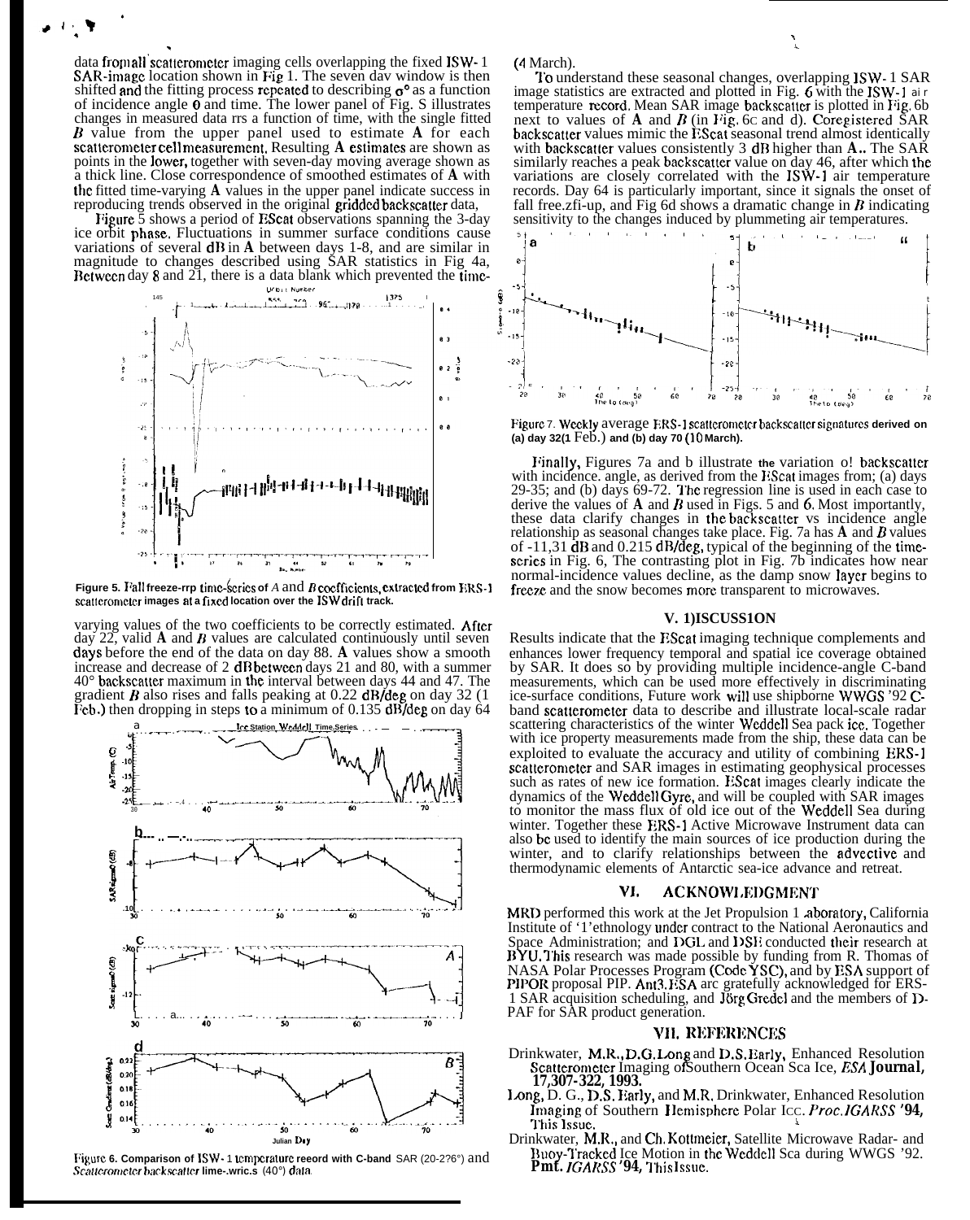data from all scatterometer imaging cells overlapping the fixed ISW-1 SAR-image location shown in Fig 1. The seven day window is then shifted and the fitting process repeated to describing $\sigma°$ as a function of incidence angle $\theta$ and time. The lower panel of Fig. 5 illustrates changes in measured data as a function of time, with the single fitted $B$ value from the upper panel used to estimate **A** for each scatterometer cell measurement. Resulting **A** estimates are shown as points in the lower, together with seven-day moving average shown as a thick line. Close correspondence of smoothed estimates of **A** with the fitted time-varying **A** values in the upper panel indicate success in reproducing trends observed in the original gridded backscatter data,

Figure 5 shows a period of EScat observations spanning the 3-day ice orbit phase. Fluctuations in summer surface conditions cause variations of several dB in **A** between days 1-8, and are similar in magnitude to changes described using SAR statistics in Fig 4a, Between day 8 and 21, there is a data blank which prevented the time-varying values of the two coefficients to be correctly estimated. After day 22, valid **A** and $B$ values are calculated continuously until seven days before the end of the data on day 88. **A** values show a smooth increase and decrease of 2 dB between days 21 and 80, with a summer 40° backscatter maximum in the interval between days 44 and 47. The gradient $B$ also rises and falls peaking at 0.22 dB/deg on day 32 (1 Feb.) then dropping in steps to a minimum of 0.135 dB/deg on day 64

**Figure 5.** Fall freeze-rrp time-series of $A$ and $B$ coefficients, extracted from ERS-1 scatterometer images at a fixed location over the ISW drift track.

**Figure 6.** Comparison of ISW-1 temperature reeord with C-band SAR (20-26°) and Scatterometer backscatter time-series (40°) data.

(4 March).

To understand these seasonal changes, overlapping ISW-1 SAR image statistics are extracted and plotted in Fig. 6 with the ISW-1 air temperature record. Mean SAR image backscatter is plotted in Fig. 6b next to values of **A** and $B$ (in Fig. 6c and d). Coregistered SAR backscatter values mimic the EScat seasonal trend almost identically with backscatter values consistently 3 dB higher than **A**.. The SAR similarly reaches a peak backscatter value on day 46, after which the variations are closely correlated with the ISW-1 air temperature records. Day 64 is particularly important, since it signals the onset of fall free.zfi-up, and Fig 6d shows a dramatic change in $B$ indicating sensitivity to the changes induced by plummeting air temperatures.

**Figure 7.** Weekly average ERS-1 scatterometer backscatter signatures derived on (a) day 32 (1 Feb.) and (b) day 70 (10 March).

Finally, Figures 7a and b illustrate the variation of backscatter with incidence. angle, as derived from the EScat images from; (a) days 29-35; and (b) days 69-72. The regression line is used in each case to derive the values of **A** and $B$ used in Figs. 5 and 6. Most importantly, these data clarify changes in the backscatter vs incidence angle relationship as seasonal changes take place. Fig. 7a has **A** and $B$ values of -11,31 dB and 0.215 dB/deg, typical of the beginning of the time-series in Fig. 6, The contrasting plot in Fig. 7b indicates how near normal-incidence values decline, as the damp snow layer begins to freeze and the snow becomes more transparent to microwaves.

## V. DISCUSSION

Results indicate that the EScat imaging technique complements and enhances lower frequency temporal and spatial ice coverage obtained by SAR. It does so by providing multiple incidence-angle C-band measurements, which can be used more effectively in discriminating ice-surface conditions, Future work will use shipborne WWGS '92 C-band scatterometer data to describe and illustrate local-scale radar scattering characteristics of the winter Weddell Sea pack ice. Together with ice property measurements made from the ship, these data can be exploited to evaluate the accuracy and utility of combining ERS-1 scatterometer and SAR images in estimating geophysical processes such as rates of new ice formation. EScat images clearly indicate the dynamics of the Weddell Gyre, and will be coupled with SAR images to monitor the mass flux of old ice out of the Weddell Sea during winter. Together these ERS-1 Active Microwave Instrument data can also be used to identify the main sources of ice production during the winter, and to clarify relationships between the advective and thermodynamic elements of Antarctic sea-ice advance and retreat.

## VI. ACKNOWLEDGMENT

MRD performed this work at the Jet Propulsion Laboratory, California Institute of Technology under contract to the National Aeronautics and Space Administration; and DGL and DSE conducted their research at BYU. This research was made possible by funding from R. Thomas of NASA Polar Processes Program (Code YSC), and by ESA support of PIPOR proposal PIP. Ant3. ESA are gratefully acknowledged for ERS-1 SAR acquisition scheduling, and Jörg Gredel and the members of D-PAF for SAR product generation.

## VII. REFERENCES

Drinkwater, M.R., D.G. Long and D.S. Early, Enhanced Resolution Scatterometer Imaging of Southern Ocean Sea Ice, *ESA Journal*, **17**, 307-322, 1993.

Long, D. G., D.S. Early, and M.R. Drinkwater, Enhanced Resolution Imaging of Southern Hemisphere Polar Ice. *Proc. IGARSS '94*, This Issue.

Drinkwater, M.R., and Ch. Kottmeier, Satellite Microwave Radar- and Buoy-Tracked Ice Motion in the Weddell Sea during WWGS '92. *Proc. IGARSS '94*, This Issue.